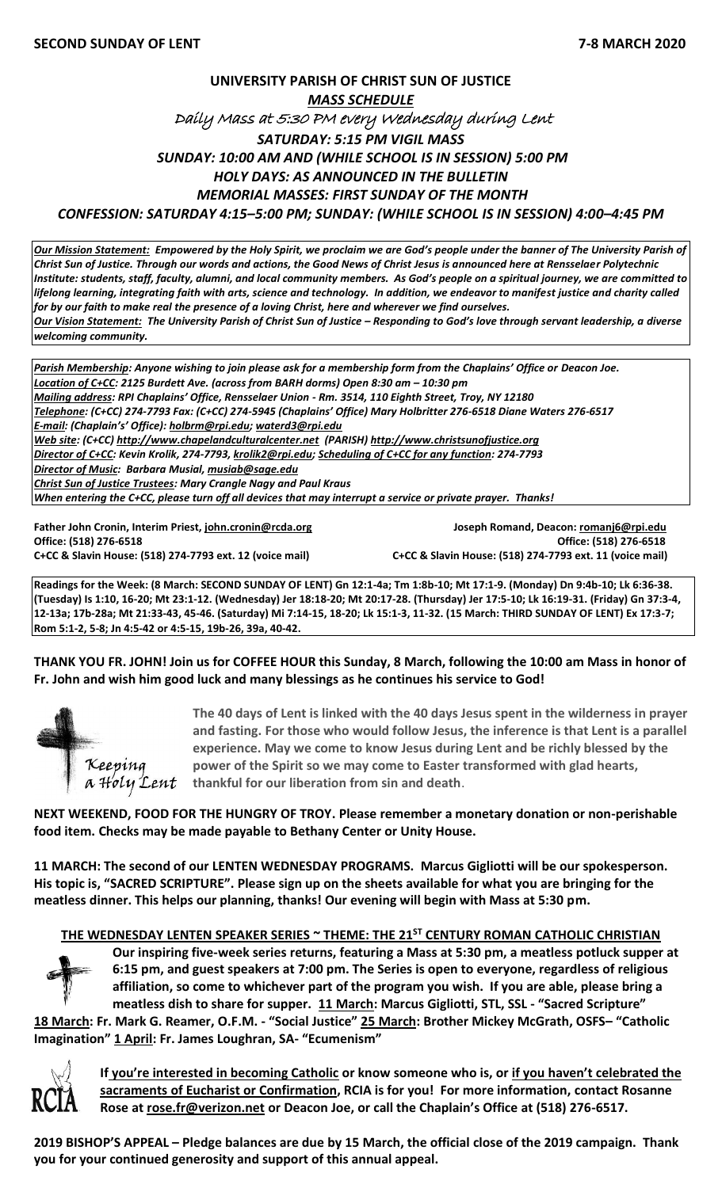**SECOND SUNDAY OF LENT** **7-8 MARCH 2020**

# UNIVERSITY PARISH OF CHRIST SUN OF JUSTICE

***MASS SCHEDULE***

*Daily Mass at 5:30 PM every Wednesday during Lent*

***SATURDAY: 5:15 PM VIGIL MASS***

***SUNDAY: 10:00 AM AND (WHILE SCHOOL IS IN SESSION) 5:00 PM***

***HOLY DAYS: AS ANNOUNCED IN THE BULLETIN***

***MEMORIAL MASSES: FIRST SUNDAY OF THE MONTH***

***CONFESSION: SATURDAY 4:15–5:00 PM; SUNDAY: (WHILE SCHOOL IS IN SESSION) 4:00–4:45 PM***

***Our Mission Statement:** Empowered by the Holy Spirit, we proclaim we are God's people under the banner of The University Parish of Christ Sun of Justice. Through our words and actions, the Good News of Christ Jesus is announced here at Rensselaer Polytechnic Institute: students, staff, faculty, alumni, and local community members. As God's people on a spiritual journey, we are committed to lifelong learning, integrating faith with arts, science and technology. In addition, we endeavor to manifest justice and charity called for by our faith to make real the presence of a loving Christ, here and wherever we find ourselves.*

***Our Vision Statement:** The University Parish of Christ Sun of Justice – Responding to God's love through servant leadership, a diverse welcoming community.*

***Parish Membership:** Anyone wishing to join please ask for a membership form from the Chaplains' Office or Deacon Joe.*

***Location of C+CC:** 2125 Burdett Ave. (across from BARH dorms) Open 8:30 am – 10:30 pm*

***Mailing address:** RPI Chaplains' Office, Rensselaer Union - Rm. 3514, 110 Eighth Street, Troy, NY 12180*

***Telephone:** (C+CC) 274-7793 Fax: (C+CC) 274-5945 (Chaplains' Office) Mary Holbritter 276-6518 Diane Waters 276-6517*

***E-mail:** (Chaplain's' Office): holbrm@rpi.edu; waterd3@rpi.edu*

***Web site:** (C+CC) http://www.chapelandculturalcenter.net (PARISH) http://www.christsunofjustice.org*

***Director of C+CC:** Kevin Krolik, 274-7793, krolik2@rpi.edu; **Scheduling of C+CC for any function:** 274-7793*

***Director of Music:** Barbara Musial, musiab@sage.edu*

***Christ Sun of Justice Trustees:** Mary Crangle Nagy and Paul Kraus*

*When entering the C+CC, please turn off all devices that may interrupt a service or private prayer. Thanks!*

**Father John Cronin, Interim Priest, john.cronin@rcda.org**
**Office: (518) 276-6518**
**C+CC & Slavin House: (518) 274-7793 ext. 12 (voice mail)**

**Joseph Romand, Deacon: romanj6@rpi.edu**
**Office: (518) 276-6518**
**C+CC & Slavin House: (518) 274-7793 ext. 11 (voice mail)**

**Readings for the Week: (8 March: SECOND SUNDAY OF LENT) Gn 12:1-4a; Tm 1:8b-10; Mt 17:1-9. (Monday) Dn 9:4b-10; Lk 6:36-38. (Tuesday) Is 1:10, 16-20; Mt 23:1-12. (Wednesday) Jer 18:18-20; Mt 20:17-28. (Thursday) Jer 17:5-10; Lk 16:19-31. (Friday) Gn 37:3-4, 12-13a; 17b-28a; Mt 21:33-43, 45-46. (Saturday) Mi 7:14-15, 18-20; Lk 15:1-3, 11-32. (15 March: THIRD SUNDAY OF LENT) Ex 17:3-7; Rom 5:1-2, 5-8; Jn 4:5-42 or 4:5-15, 19b-26, 39a, 40-42.**

**THANK YOU FR. JOHN! Join us for COFFEE HOUR this Sunday, 8 March, following the 10:00 am Mass in honor of Fr. John and wish him good luck and many blessings as he continues his service to God!**

*Keeping a Holy Lent*

**The 40 days of Lent is linked with the 40 days Jesus spent in the wilderness in prayer and fasting. For those who would follow Jesus, the inference is that Lent is a parallel experience. May we come to know Jesus during Lent and be richly blessed by the power of the Spirit so we may come to Easter transformed with glad hearts, thankful for our liberation from sin and death**.

**NEXT WEEKEND, FOOD FOR THE HUNGRY OF TROY. Please remember a monetary donation or non-perishable food item. Checks may be made payable to Bethany Center or Unity House.**

**11 MARCH: The second of our LENTEN WEDNESDAY PROGRAMS. Marcus Gigliotti will be our spokesperson. His topic is, "SACRED SCRIPTURE". Please sign up on the sheets available for what you are bringing for the meatless dinner. This helps our planning, thanks! Our evening will begin with Mass at 5:30 pm.**

## THE WEDNESDAY LENTEN SPEAKER SERIES ~ THEME: THE 21ST CENTURY ROMAN CATHOLIC CHRISTIAN

**Our inspiring five-week series returns, featuring a Mass at 5:30 pm, a meatless potluck supper at 6:15 pm, and guest speakers at 7:00 pm. The Series is open to everyone, regardless of religious affiliation, so come to whichever part of the program you wish. If you are able, please bring a meatless dish to share for supper. 11 March: Marcus Gigliotti, STL, SSL - "Sacred Scripture" 18 March: Fr. Mark G. Reamer, O.F.M. - "Social Justice" 25 March: Brother Mickey McGrath, OSFS– "Catholic Imagination" 1 April: Fr. James Loughran, SA- "Ecumenism"**

RCIA

**If you're interested in becoming Catholic or know someone who is, or if you haven't celebrated the sacraments of Eucharist or Confirmation, RCIA is for you! For more information, contact Rosanne Rose at rose.fr@verizon.net or Deacon Joe, or call the Chaplain's Office at (518) 276-6517.**

**2019 BISHOP'S APPEAL – Pledge balances are due by 15 March, the official close of the 2019 campaign. Thank you for your continued generosity and support of this annual appeal.**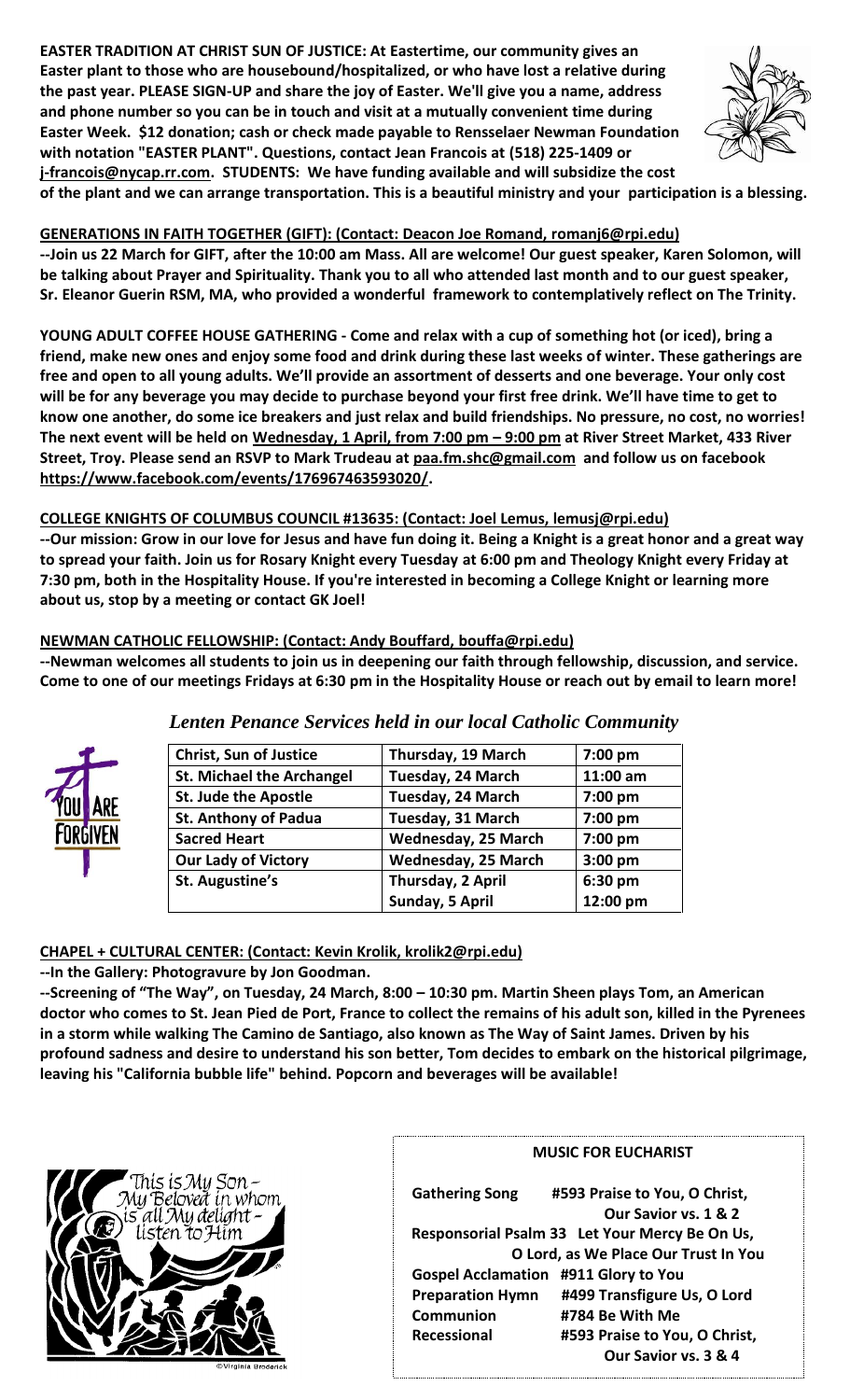**EASTER TRADITION AT CHRIST SUN OF JUSTICE: At Eastertime, our community gives an Easter plant to those who are housebound/hospitalized, or who have lost a relative during the past year. PLEASE SIGN-UP and share the joy of Easter. We'll give you a name, address and phone number so you can be in touch and visit at a mutually convenient time during Easter Week. $12 donation; cash or check made payable to Rensselaer Newman Foundation with notation "EASTER PLANT". Questions, contact Jean Francois at (518) 225-1409 or j-francois@nycap.rr.com. STUDENTS: We have funding available and will subsidize the cost of the plant and we can arrange transportation. This is a beautiful ministry and your participation is a blessing.**

**GENERATIONS IN FAITH TOGETHER (GIFT): (Contact: Deacon Joe Romand, romanj6@rpi.edu)**

**--Join us 22 March for GIFT, after the 10:00 am Mass. All are welcome! Our guest speaker, Karen Solomon, will be talking about Prayer and Spirituality. Thank you to all who attended last month and to our guest speaker, Sr. Eleanor Guerin RSM, MA, who provided a wonderful framework to contemplatively reflect on The Trinity.**

**YOUNG ADULT COFFEE HOUSE GATHERING - Come and relax with a cup of something hot (or iced), bring a friend, make new ones and enjoy some food and drink during these last weeks of winter. These gatherings are free and open to all young adults. We'll provide an assortment of desserts and one beverage. Your only cost will be for any beverage you may decide to purchase beyond your first free drink. We'll have time to get to know one another, do some ice breakers and just relax and build friendships. No pressure, no cost, no worries! The next event will be held on Wednesday, 1 April, from 7:00 pm – 9:00 pm at River Street Market, 433 River Street, Troy. Please send an RSVP to Mark Trudeau at paa.fm.shc@gmail.com and follow us on facebook https://www.facebook.com/events/176967463593020/.**

**COLLEGE KNIGHTS OF COLUMBUS COUNCIL #13635: (Contact: Joel Lemus, lemusj@rpi.edu)**

**--Our mission: Grow in our love for Jesus and have fun doing it. Being a Knight is a great honor and a great way to spread your faith. Join us for Rosary Knight every Tuesday at 6:00 pm and Theology Knight every Friday at 7:30 pm, both in the Hospitality House. If you're interested in becoming a College Knight or learning more about us, stop by a meeting or contact GK Joel!**

**NEWMAN CATHOLIC FELLOWSHIP: (Contact: Andy Bouffard, bouffa@rpi.edu)**

**--Newman welcomes all students to join us in deepening our faith through fellowship, discussion, and service. Come to one of our meetings Fridays at 6:30 pm in the Hospitality House or reach out by email to learn more!**

*Lenten Penance Services held in our local Catholic Community*

| | | |
|---|---|---|
| **Christ, Sun of Justice** | **Thursday, 19 March** | **7:00 pm** |
| **St. Michael the Archangel** | **Tuesday, 24 March** | **11:00 am** |
| **St. Jude the Apostle** | **Tuesday, 24 March** | **7:00 pm** |
| **St. Anthony of Padua** | **Tuesday, 31 March** | **7:00 pm** |
| **Sacred Heart** | **Wednesday, 25 March** | **7:00 pm** |
| **Our Lady of Victory** | **Wednesday, 25 March** | **3:00 pm** |
| **St. Augustine's** | **Thursday, 2 April** | **6:30 pm** |
| | **Sunday, 5 April** | **12:00 pm** |

**CHAPEL + CULTURAL CENTER: (Contact: Kevin Krolik, krolik2@rpi.edu)**

**--In the Gallery: Photogravure by Jon Goodman.**

**--Screening of "The Way", on Tuesday, 24 March, 8:00 – 10:30 pm. Martin Sheen plays Tom, an American doctor who comes to St. Jean Pied de Port, France to collect the remains of his adult son, killed in the Pyrenees in a storm while walking The Camino de Santiago, also known as The Way of Saint James. Driven by his profound sadness and desire to understand his son better, Tom decides to embark on the historical pilgrimage, leaving his "California bubble life" behind. Popcorn and beverages will be available!**

**MUSIC FOR EUCHARIST**

**Gathering Song** — **#593 Praise to You, O Christ, Our Savior vs. 1 & 2**

**Responsorial Psalm 33 Let Your Mercy Be On Us, O Lord, as We Place Our Trust In You**

**Gospel Acclamation** — **#911 Glory to You**

**Preparation Hymn** — **#499 Transfigure Us, O Lord**

**Communion** — **#784 Be With Me**

**Recessional** — **#593 Praise to You, O Christ, Our Savior vs. 3 & 4**